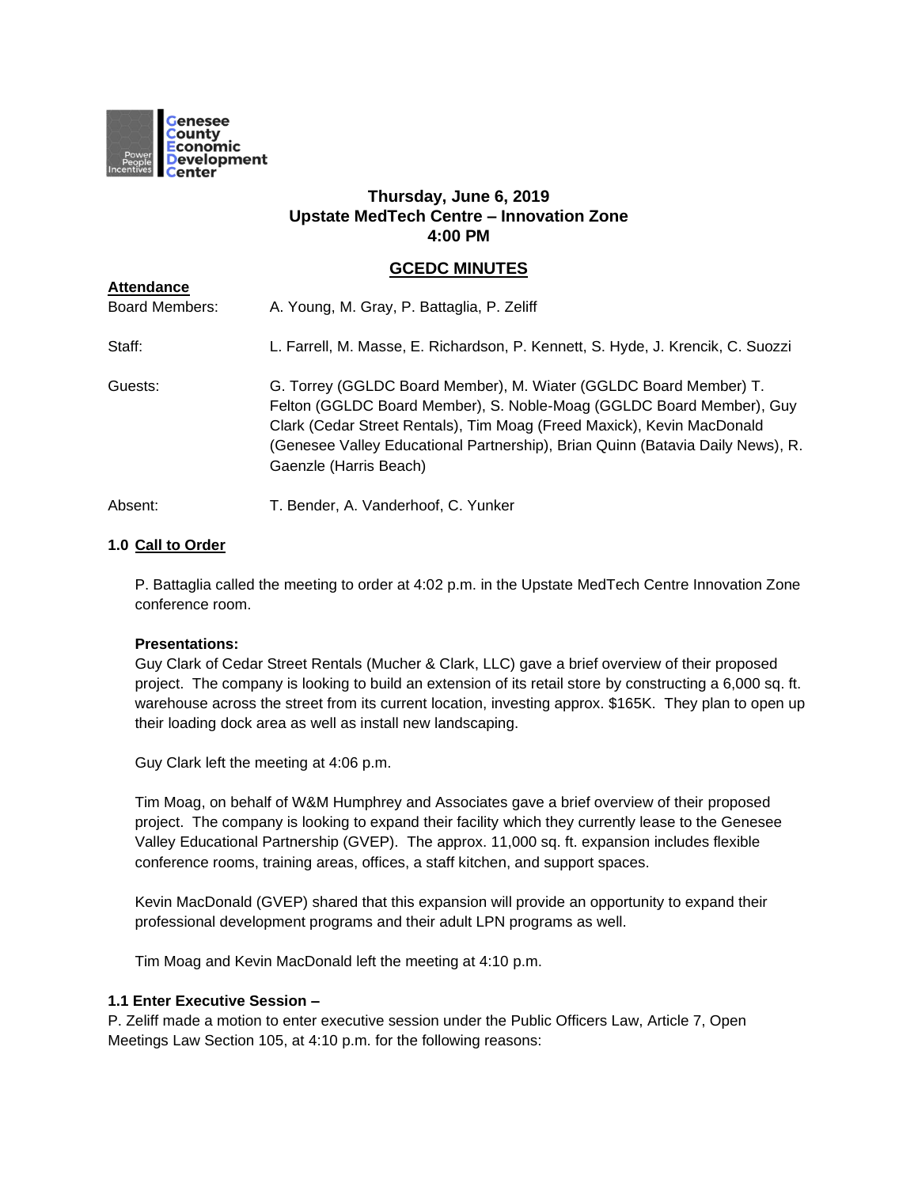**Genesee County Economic Development Center**

**Thursday, June 6, 2019**
**Upstate MedTech Centre – Innovation Zone**
**4:00 PM**

## GCEDC MINUTES

**Attendance**

| | |
|---|---|
| Board Members: | A. Young, M. Gray, P. Battaglia, P. Zeliff |
| Staff: | L. Farrell, M. Masse, E. Richardson, P. Kennett, S. Hyde, J. Krencik, C. Suozzi |
| Guests: | G. Torrey (GGLDC Board Member), M. Wiater (GGLDC Board Member) T. Felton (GGLDC Board Member), S. Noble-Moag (GGLDC Board Member), Guy Clark (Cedar Street Rentals), Tim Moag (Freed Maxick), Kevin MacDonald (Genesee Valley Educational Partnership), Brian Quinn (Batavia Daily News), R. Gaenzle (Harris Beach) |
| Absent: | T. Bender, A. Vanderhoof, C. Yunker |

### 1.0 Call to Order

P. Battaglia called the meeting to order at 4:02 p.m. in the Upstate MedTech Centre Innovation Zone conference room.

**Presentations:**

Guy Clark of Cedar Street Rentals (Mucher & Clark, LLC) gave a brief overview of their proposed project. The company is looking to build an extension of its retail store by constructing a 6,000 sq. ft. warehouse across the street from its current location, investing approx. $165K. They plan to open up their loading dock area as well as install new landscaping.

Guy Clark left the meeting at 4:06 p.m.

Tim Moag, on behalf of W&M Humphrey and Associates gave a brief overview of their proposed project. The company is looking to expand their facility which they currently lease to the Genesee Valley Educational Partnership (GVEP). The approx. 11,000 sq. ft. expansion includes flexible conference rooms, training areas, offices, a staff kitchen, and support spaces.

Kevin MacDonald (GVEP) shared that this expansion will provide an opportunity to expand their professional development programs and their adult LPN programs as well.

Tim Moag and Kevin MacDonald left the meeting at 4:10 p.m.

### 1.1 Enter Executive Session –

P. Zeliff made a motion to enter executive session under the Public Officers Law, Article 7, Open Meetings Law Section 105, at 4:10 p.m. for the following reasons: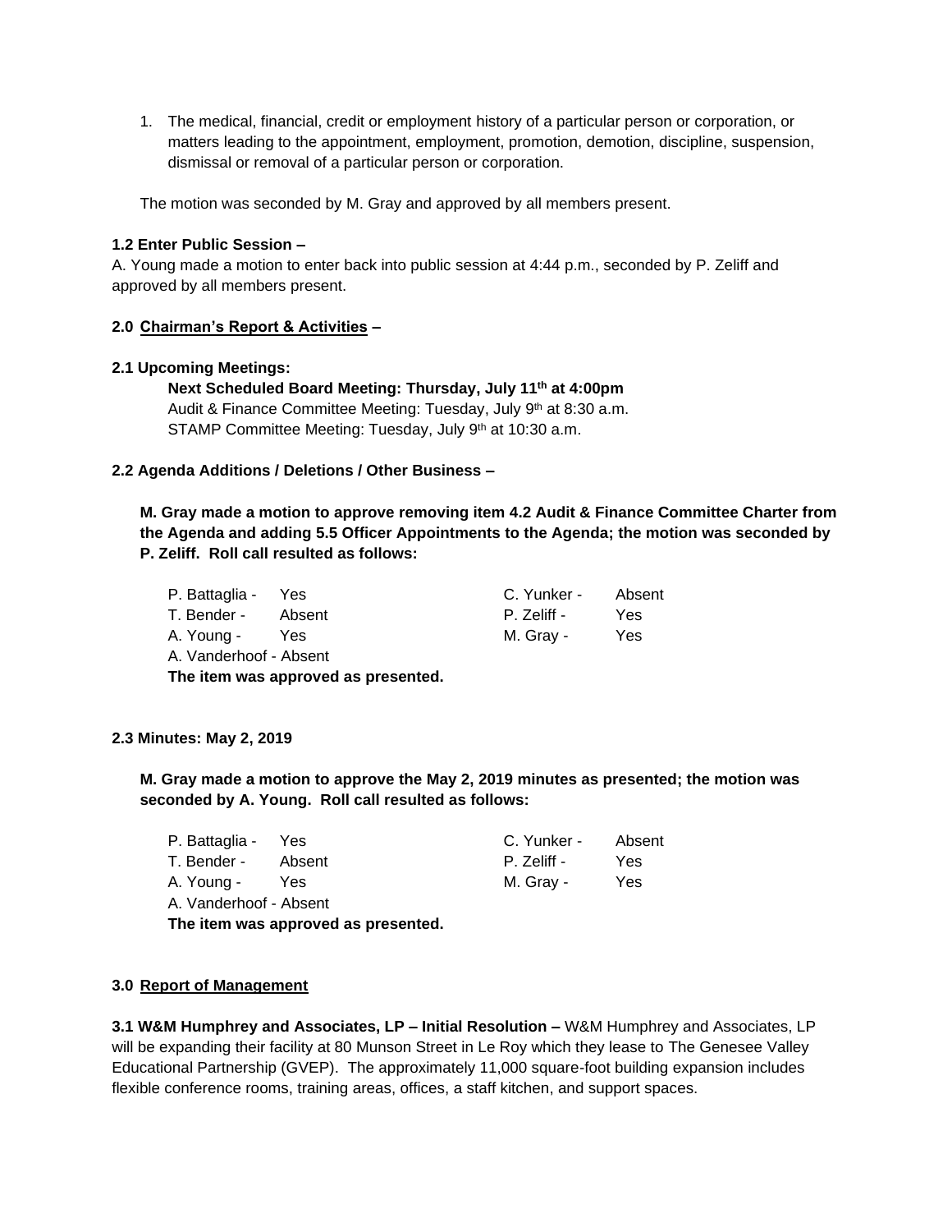1. The medical, financial, credit or employment history of a particular person or corporation, or matters leading to the appointment, employment, promotion, demotion, discipline, suspension, dismissal or removal of a particular person or corporation.

The motion was seconded by M. Gray and approved by all members present.

**1.2 Enter Public Session –**
A. Young made a motion to enter back into public session at 4:44 p.m., seconded by P. Zeliff and approved by all members present.

**2.0 <u>Chairman's Report & Activities</u> –**

**2.1 Upcoming Meetings:**

**Next Scheduled Board Meeting: Thursday, July 11th at 4:00pm**
Audit & Finance Committee Meeting: Tuesday, July 9th at 8:30 a.m.
STAMP Committee Meeting: Tuesday, July 9th at 10:30 a.m.

**2.2 Agenda Additions / Deletions / Other Business –**

**M. Gray made a motion to approve removing item 4.2 Audit & Finance Committee Charter from the Agenda and adding 5.5 Officer Appointments to the Agenda; the motion was seconded by P. Zeliff. Roll call resulted as follows:**

| | | | |
|---|---|---|---|
| P. Battaglia - | Yes | C. Yunker - | Absent |
| T. Bender - | Absent | P. Zeliff - | Yes |
| A. Young - | Yes | M. Gray - | Yes |
| A. Vanderhoof - Absent | | | |

**The item was approved as presented.**

**2.3 Minutes: May 2, 2019**

**M. Gray made a motion to approve the May 2, 2019 minutes as presented; the motion was seconded by A. Young. Roll call resulted as follows:**

| | | | |
|---|---|---|---|
| P. Battaglia - | Yes | C. Yunker - | Absent |
| T. Bender - | Absent | P. Zeliff - | Yes |
| A. Young - | Yes | M. Gray - | Yes |
| A. Vanderhoof - Absent | | | |

**The item was approved as presented.**

**3.0 <u>Report of Management</u>**

**3.1 W&M Humphrey and Associates, LP – Initial Resolution –** W&M Humphrey and Associates, LP will be expanding their facility at 80 Munson Street in Le Roy which they lease to The Genesee Valley Educational Partnership (GVEP). The approximately 11,000 square-foot building expansion includes flexible conference rooms, training areas, offices, a staff kitchen, and support spaces.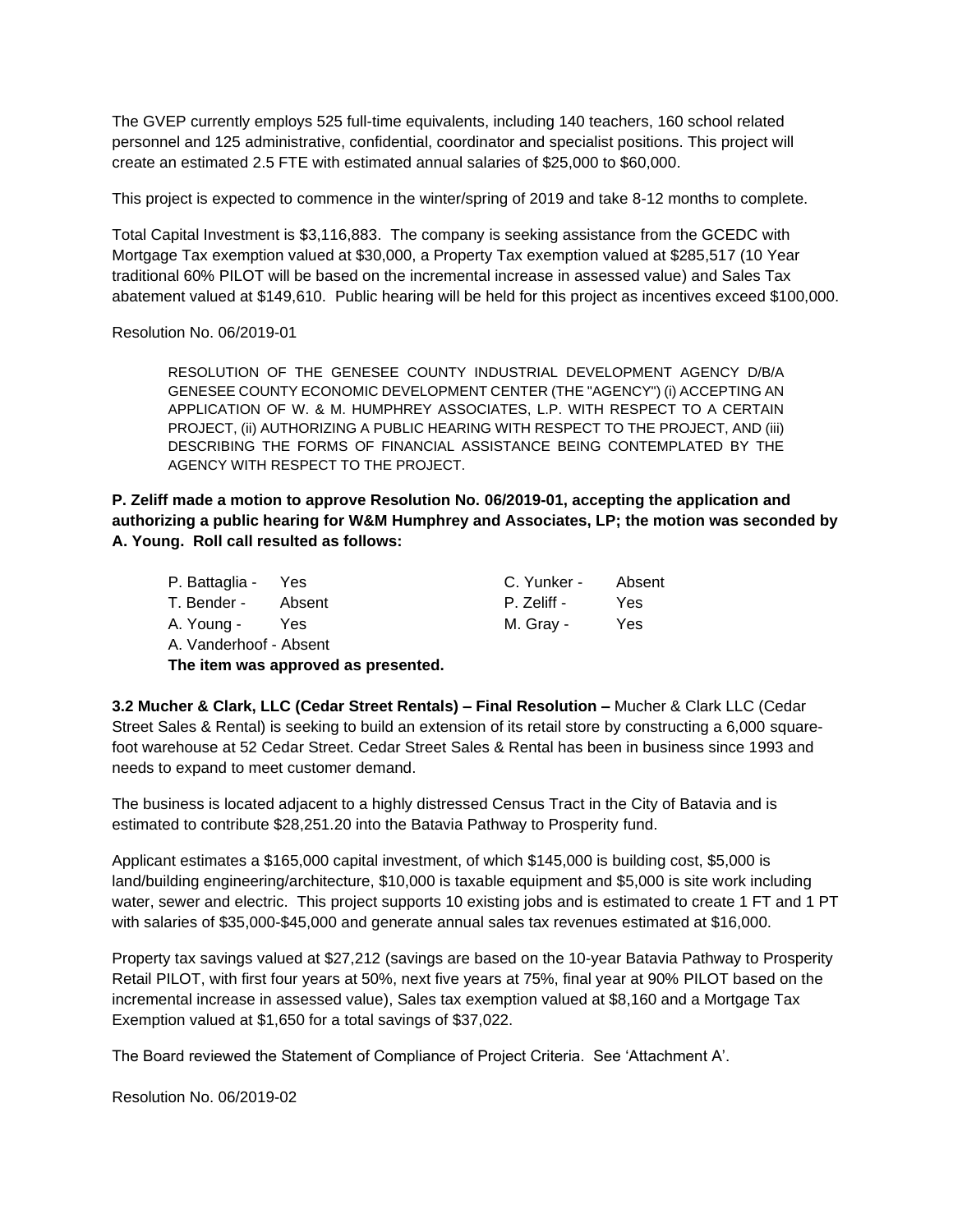The GVEP currently employs 525 full-time equivalents, including 140 teachers, 160 school related personnel and 125 administrative, confidential, coordinator and specialist positions. This project will create an estimated 2.5 FTE with estimated annual salaries of $25,000 to $60,000.

This project is expected to commence in the winter/spring of 2019 and take 8-12 months to complete.

Total Capital Investment is $3,116,883. The company is seeking assistance from the GCEDC with Mortgage Tax exemption valued at $30,000, a Property Tax exemption valued at $285,517 (10 Year traditional 60% PILOT will be based on the incremental increase in assessed value) and Sales Tax abatement valued at $149,610. Public hearing will be held for this project as incentives exceed $100,000.

Resolution No. 06/2019-01

> RESOLUTION OF THE GENESEE COUNTY INDUSTRIAL DEVELOPMENT AGENCY D/B/A GENESEE COUNTY ECONOMIC DEVELOPMENT CENTER (THE "AGENCY") (i) ACCEPTING AN APPLICATION OF W. & M. HUMPHREY ASSOCIATES, L.P. WITH RESPECT TO A CERTAIN PROJECT, (ii) AUTHORIZING A PUBLIC HEARING WITH RESPECT TO THE PROJECT, AND (iii) DESCRIBING THE FORMS OF FINANCIAL ASSISTANCE BEING CONTEMPLATED BY THE AGENCY WITH RESPECT TO THE PROJECT.

**P. Zeliff made a motion to approve Resolution No. 06/2019-01, accepting the application and authorizing a public hearing for W&M Humphrey and Associates, LP; the motion was seconded by A. Young. Roll call resulted as follows:**

P. Battaglia - Yes
T. Bender - Absent
A. Young - Yes
A. Vanderhoof - Absent
C. Yunker - Absent
P. Zeliff - Yes
M. Gray - Yes

**The item was approved as presented.**

**3.2 Mucher & Clark, LLC (Cedar Street Rentals) – Final Resolution –** Mucher & Clark LLC (Cedar Street Sales & Rental) is seeking to build an extension of its retail store by constructing a 6,000 square-foot warehouse at 52 Cedar Street. Cedar Street Sales & Rental has been in business since 1993 and needs to expand to meet customer demand.

The business is located adjacent to a highly distressed Census Tract in the City of Batavia and is estimated to contribute $28,251.20 into the Batavia Pathway to Prosperity fund.

Applicant estimates a $165,000 capital investment, of which $145,000 is building cost, $5,000 is land/building engineering/architecture, $10,000 is taxable equipment and $5,000 is site work including water, sewer and electric. This project supports 10 existing jobs and is estimated to create 1 FT and 1 PT with salaries of $35,000-$45,000 and generate annual sales tax revenues estimated at $16,000.

Property tax savings valued at $27,212 (savings are based on the 10-year Batavia Pathway to Prosperity Retail PILOT, with first four years at 50%, next five years at 75%, final year at 90% PILOT based on the incremental increase in assessed value), Sales tax exemption valued at $8,160 and a Mortgage Tax Exemption valued at $1,650 for a total savings of $37,022.

The Board reviewed the Statement of Compliance of Project Criteria. See 'Attachment A'.

Resolution No. 06/2019-02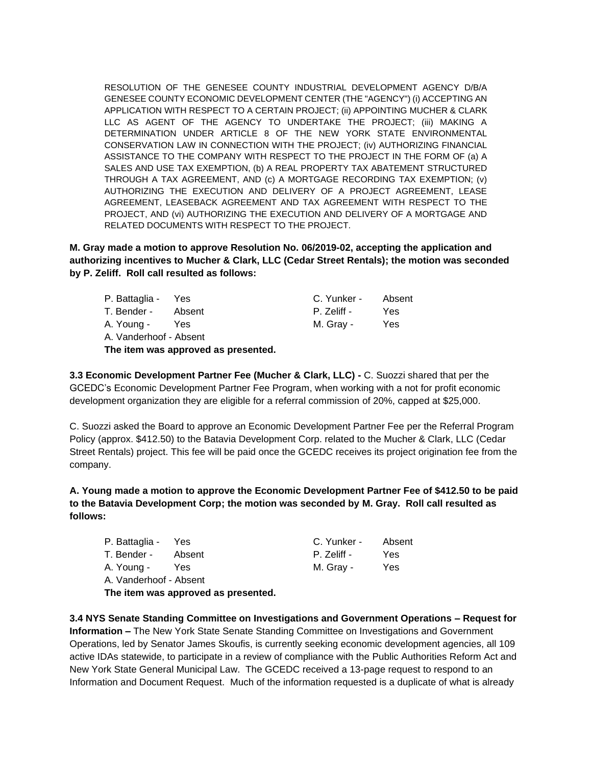RESOLUTION OF THE GENESEE COUNTY INDUSTRIAL DEVELOPMENT AGENCY D/B/A GENESEE COUNTY ECONOMIC DEVELOPMENT CENTER (THE "AGENCY") (i) ACCEPTING AN APPLICATION WITH RESPECT TO A CERTAIN PROJECT; (ii) APPOINTING MUCHER & CLARK LLC AS AGENT OF THE AGENCY TO UNDERTAKE THE PROJECT; (iii) MAKING A DETERMINATION UNDER ARTICLE 8 OF THE NEW YORK STATE ENVIRONMENTAL CONSERVATION LAW IN CONNECTION WITH THE PROJECT; (iv) AUTHORIZING FINANCIAL ASSISTANCE TO THE COMPANY WITH RESPECT TO THE PROJECT IN THE FORM OF (a) A SALES AND USE TAX EXEMPTION, (b) A REAL PROPERTY TAX ABATEMENT STRUCTURED THROUGH A TAX AGREEMENT, AND (c) A MORTGAGE RECORDING TAX EXEMPTION; (v) AUTHORIZING THE EXECUTION AND DELIVERY OF A PROJECT AGREEMENT, LEASE AGREEMENT, LEASEBACK AGREEMENT AND TAX AGREEMENT WITH RESPECT TO THE PROJECT, AND (vi) AUTHORIZING THE EXECUTION AND DELIVERY OF A MORTGAGE AND RELATED DOCUMENTS WITH RESPECT TO THE PROJECT.

**M. Gray made a motion to approve Resolution No. 06/2019-02, accepting the application and authorizing incentives to Mucher & Clark, LLC (Cedar Street Rentals); the motion was seconded by P. Zeliff. Roll call resulted as follows:**

| | | | |
|---|---|---|---|
| P. Battaglia - | Yes | C. Yunker - | Absent |
| T. Bender - | Absent | P. Zeliff - | Yes |
| A. Young - | Yes | M. Gray - | Yes |
| A. Vanderhoof - Absent | | | |

**The item was approved as presented.**

**3.3 Economic Development Partner Fee (Mucher & Clark, LLC) -** C. Suozzi shared that per the GCEDC's Economic Development Partner Fee Program, when working with a not for profit economic development organization they are eligible for a referral commission of 20%, capped at $25,000.

C. Suozzi asked the Board to approve an Economic Development Partner Fee per the Referral Program Policy (approx. $412.50) to the Batavia Development Corp. related to the Mucher & Clark, LLC (Cedar Street Rentals) project. This fee will be paid once the GCEDC receives its project origination fee from the company.

**A. Young made a motion to approve the Economic Development Partner Fee of $412.50 to be paid to the Batavia Development Corp; the motion was seconded by M. Gray. Roll call resulted as follows:**

| | | | |
|---|---|---|---|
| P. Battaglia - | Yes | C. Yunker - | Absent |
| T. Bender - | Absent | P. Zeliff - | Yes |
| A. Young - | Yes | M. Gray - | Yes |
| A. Vanderhoof - Absent | | | |

**The item was approved as presented.**

**3.4 NYS Senate Standing Committee on Investigations and Government Operations – Request for Information –** The New York State Senate Standing Committee on Investigations and Government Operations, led by Senator James Skoufis, is currently seeking economic development agencies, all 109 active IDAs statewide, to participate in a review of compliance with the Public Authorities Reform Act and New York State General Municipal Law. The GCEDC received a 13-page request to respond to an Information and Document Request. Much of the information requested is a duplicate of what is already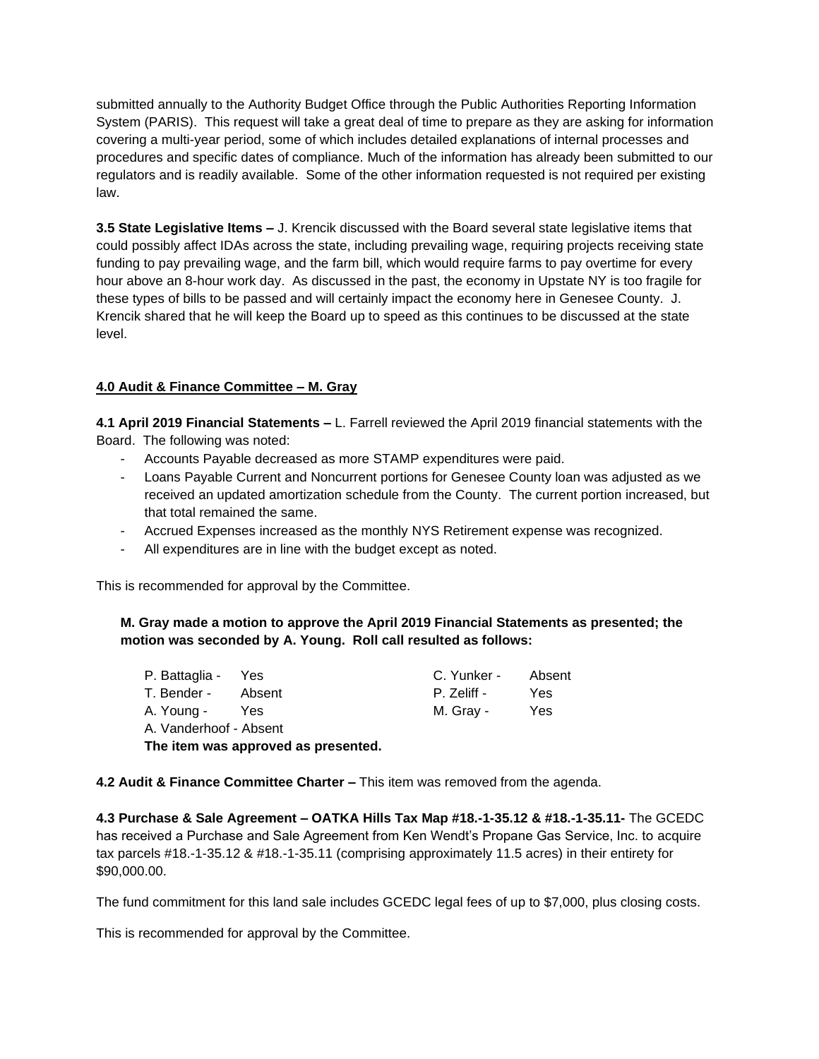submitted annually to the Authority Budget Office through the Public Authorities Reporting Information System (PARIS). This request will take a great deal of time to prepare as they are asking for information covering a multi-year period, some of which includes detailed explanations of internal processes and procedures and specific dates of compliance. Much of the information has already been submitted to our regulators and is readily available. Some of the other information requested is not required per existing law.

**3.5 State Legislative Items –** J. Krencik discussed with the Board several state legislative items that could possibly affect IDAs across the state, including prevailing wage, requiring projects receiving state funding to pay prevailing wage, and the farm bill, which would require farms to pay overtime for every hour above an 8-hour work day. As discussed in the past, the economy in Upstate NY is too fragile for these types of bills to be passed and will certainly impact the economy here in Genesee County. J. Krencik shared that he will keep the Board up to speed as this continues to be discussed at the state level.

## 4.0 Audit & Finance Committee – M. Gray

**4.1 April 2019 Financial Statements –** L. Farrell reviewed the April 2019 financial statements with the Board. The following was noted:

- Accounts Payable decreased as more STAMP expenditures were paid.
- Loans Payable Current and Noncurrent portions for Genesee County loan was adjusted as we received an updated amortization schedule from the County. The current portion increased, but that total remained the same.
- Accrued Expenses increased as the monthly NYS Retirement expense was recognized.
- All expenditures are in line with the budget except as noted.

This is recommended for approval by the Committee.

**M. Gray made a motion to approve the April 2019 Financial Statements as presented; the motion was seconded by A. Young. Roll call resulted as follows:**

| | | | |
|---|---|---|---|
| P. Battaglia - | Yes | C. Yunker - | Absent |
| T. Bender - | Absent | P. Zeliff - | Yes |
| A. Young - | Yes | M. Gray - | Yes |
| A. Vanderhoof - | Absent | | |

**The item was approved as presented.**

**4.2 Audit & Finance Committee Charter –** This item was removed from the agenda.

**4.3 Purchase & Sale Agreement – OATKA Hills Tax Map #18.-1-35.12 & #18.-1-35.11-** The GCEDC has received a Purchase and Sale Agreement from Ken Wendt's Propane Gas Service, Inc. to acquire tax parcels #18.-1-35.12 & #18.-1-35.11 (comprising approximately 11.5 acres) in their entirety for $90,000.00.

The fund commitment for this land sale includes GCEDC legal fees of up to $7,000, plus closing costs.

This is recommended for approval by the Committee.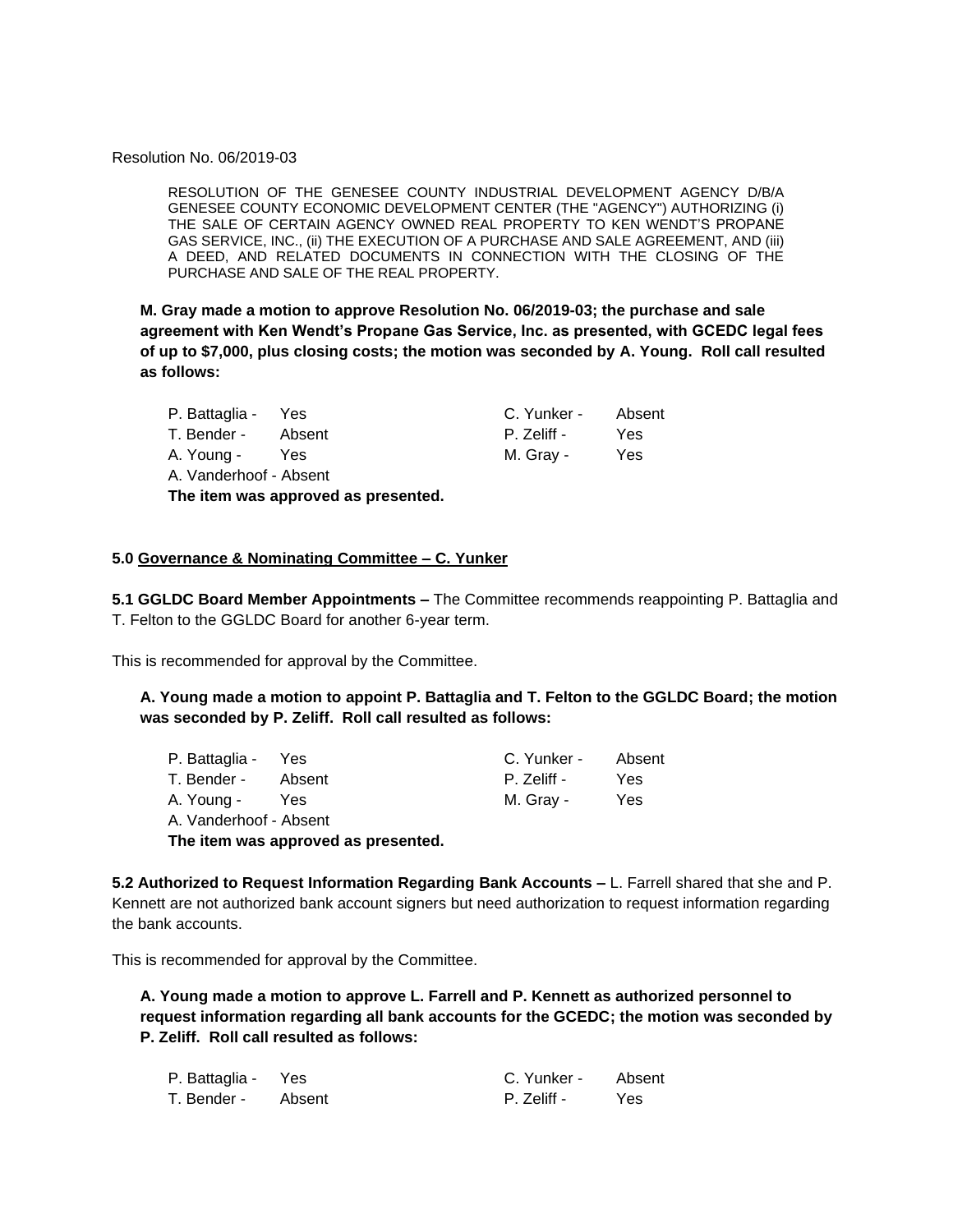Resolution No. 06/2019-03

RESOLUTION OF THE GENESEE COUNTY INDUSTRIAL DEVELOPMENT AGENCY D/B/A GENESEE COUNTY ECONOMIC DEVELOPMENT CENTER (THE "AGENCY") AUTHORIZING (i) THE SALE OF CERTAIN AGENCY OWNED REAL PROPERTY TO KEN WENDT'S PROPANE GAS SERVICE, INC., (ii) THE EXECUTION OF A PURCHASE AND SALE AGREEMENT, AND (iii) A DEED, AND RELATED DOCUMENTS IN CONNECTION WITH THE CLOSING OF THE PURCHASE AND SALE OF THE REAL PROPERTY.

**M. Gray made a motion to approve Resolution No. 06/2019-03; the purchase and sale agreement with Ken Wendt's Propane Gas Service, Inc. as presented, with GCEDC legal fees of up to $7,000, plus closing costs; the motion was seconded by A. Young. Roll call resulted as follows:**

| | | | |
|---|---|---|---|
| P. Battaglia - | Yes | C. Yunker - | Absent |
| T. Bender - | Absent | P. Zeliff - | Yes |
| A. Young - | Yes | M. Gray - | Yes |
| A. Vanderhoof - | Absent | | |

**The item was approved as presented.**

**5.0 Governance & Nominating Committee – C. Yunker**

**5.1 GGLDC Board Member Appointments –** The Committee recommends reappointing P. Battaglia and T. Felton to the GGLDC Board for another 6-year term.

This is recommended for approval by the Committee.

**A. Young made a motion to appoint P. Battaglia and T. Felton to the GGLDC Board; the motion was seconded by P. Zeliff. Roll call resulted as follows:**

| | | | |
|---|---|---|---|
| P. Battaglia - | Yes | C. Yunker - | Absent |
| T. Bender - | Absent | P. Zeliff - | Yes |
| A. Young - | Yes | M. Gray - | Yes |
| A. Vanderhoof - | Absent | | |

**The item was approved as presented.**

**5.2 Authorized to Request Information Regarding Bank Accounts –** L. Farrell shared that she and P. Kennett are not authorized bank account signers but need authorization to request information regarding the bank accounts.

This is recommended for approval by the Committee.

**A. Young made a motion to approve L. Farrell and P. Kennett as authorized personnel to request information regarding all bank accounts for the GCEDC; the motion was seconded by P. Zeliff. Roll call resulted as follows:**

| | | | |
|---|---|---|---|
| P. Battaglia - | Yes | C. Yunker - | Absent |
| T. Bender - | Absent | P. Zeliff - | Yes |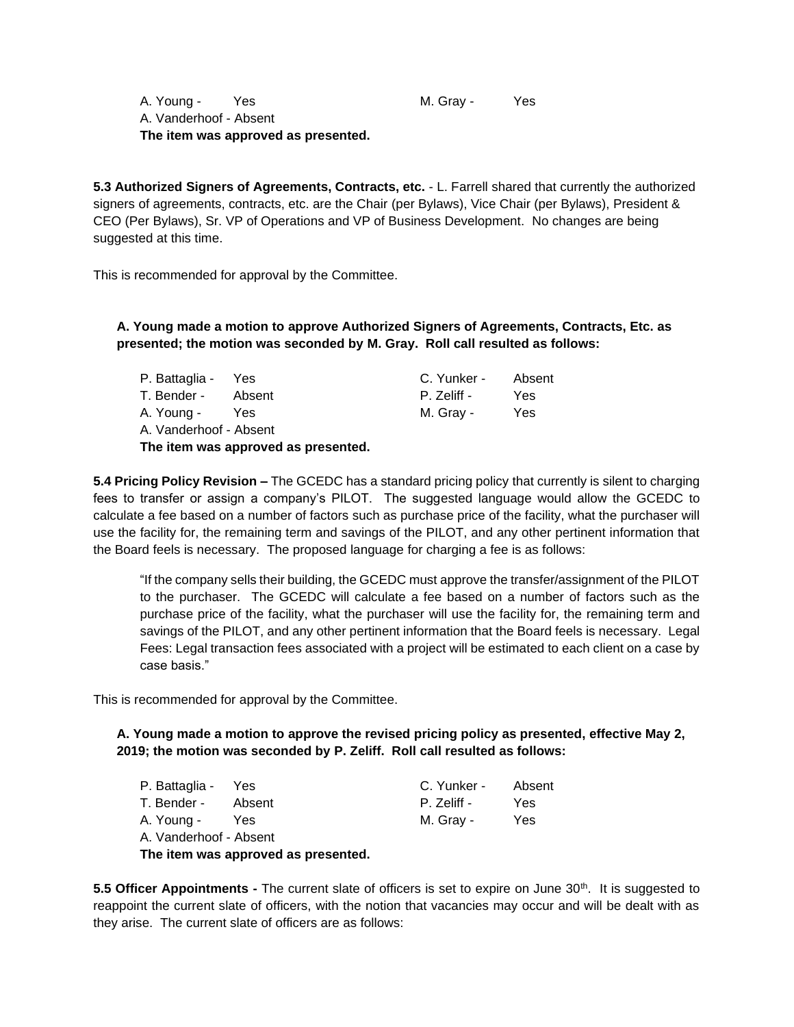| | | | |
|---|---|---|---|
| A. Young - | Yes | M. Gray - | Yes |
| A. Vanderhoof - | Absent | | |

**The item was approved as presented.**

**5.3 Authorized Signers of Agreements, Contracts, etc.** - L. Farrell shared that currently the authorized signers of agreements, contracts, etc. are the Chair (per Bylaws), Vice Chair (per Bylaws), President & CEO (Per Bylaws), Sr. VP of Operations and VP of Business Development. No changes are being suggested at this time.

This is recommended for approval by the Committee.

**A. Young made a motion to approve Authorized Signers of Agreements, Contracts, Etc. as presented; the motion was seconded by M. Gray. Roll call resulted as follows:**

| | | | |
|---|---|---|---|
| P. Battaglia - | Yes | C. Yunker - | Absent |
| T. Bender - | Absent | P. Zeliff - | Yes |
| A. Young - | Yes | M. Gray - | Yes |
| A. Vanderhoof - | Absent | | |

**The item was approved as presented.**

**5.4 Pricing Policy Revision –** The GCEDC has a standard pricing policy that currently is silent to charging fees to transfer or assign a company's PILOT. The suggested language would allow the GCEDC to calculate a fee based on a number of factors such as purchase price of the facility, what the purchaser will use the facility for, the remaining term and savings of the PILOT, and any other pertinent information that the Board feels is necessary. The proposed language for charging a fee is as follows:

> "If the company sells their building, the GCEDC must approve the transfer/assignment of the PILOT to the purchaser. The GCEDC will calculate a fee based on a number of factors such as the purchase price of the facility, what the purchaser will use the facility for, the remaining term and savings of the PILOT, and any other pertinent information that the Board feels is necessary. Legal Fees: Legal transaction fees associated with a project will be estimated to each client on a case by case basis."

This is recommended for approval by the Committee.

**A. Young made a motion to approve the revised pricing policy as presented, effective May 2, 2019; the motion was seconded by P. Zeliff. Roll call resulted as follows:**

| | | | |
|---|---|---|---|
| P. Battaglia - | Yes | C. Yunker - | Absent |
| T. Bender - | Absent | P. Zeliff - | Yes |
| A. Young - | Yes | M. Gray - | Yes |
| A. Vanderhoof - | Absent | | |

**The item was approved as presented.**

**5.5 Officer Appointments -** The current slate of officers is set to expire on June 30th. It is suggested to reappoint the current slate of officers, with the notion that vacancies may occur and will be dealt with as they arise. The current slate of officers are as follows: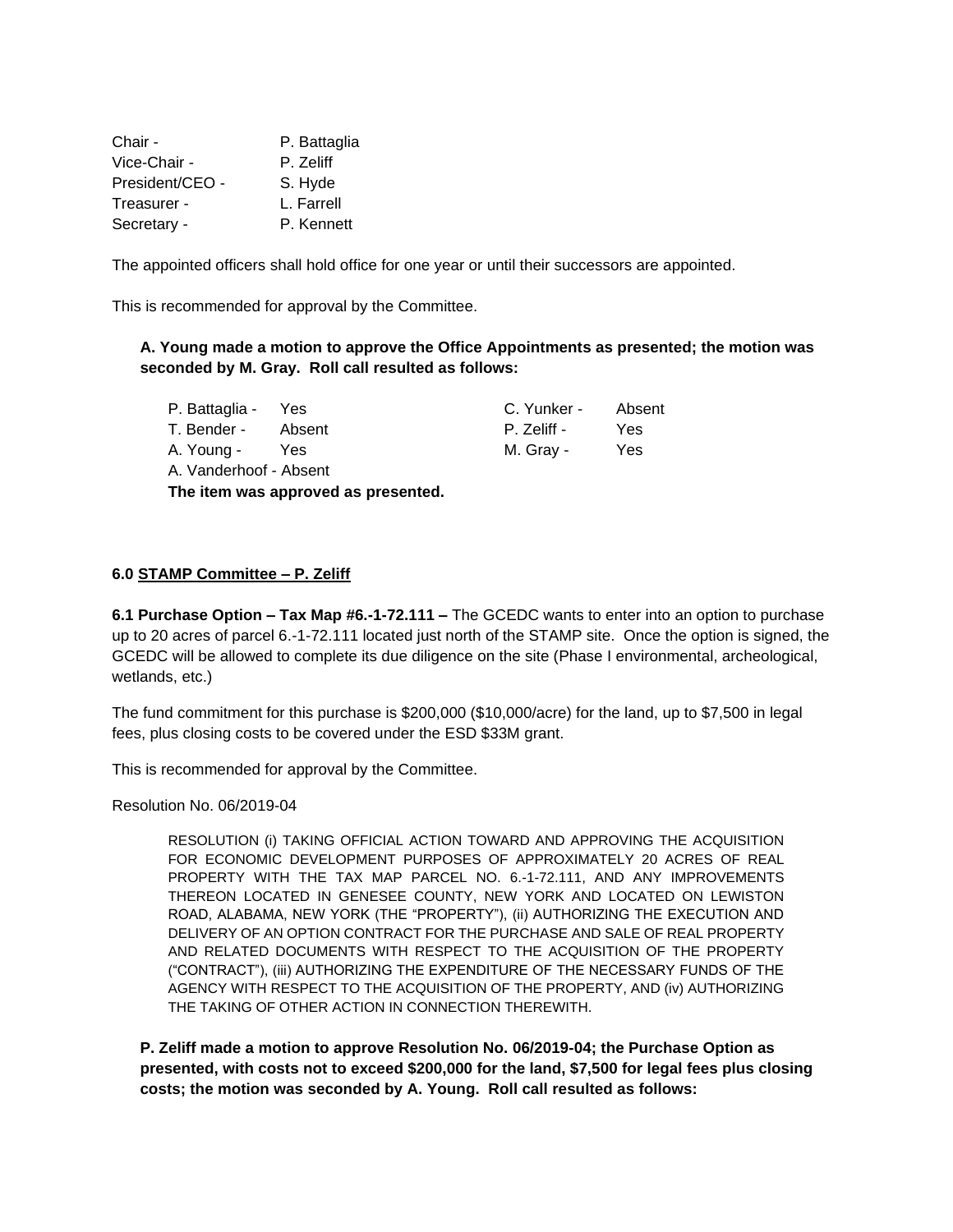| | |
|---|---|
| Chair - | P. Battaglia |
| Vice-Chair - | P. Zeliff |
| President/CEO - | S. Hyde |
| Treasurer - | L. Farrell |
| Secretary - | P. Kennett |

The appointed officers shall hold office for one year or until their successors are appointed.

This is recommended for approval by the Committee.

**A. Young made a motion to approve the Office Appointments as presented; the motion was seconded by M. Gray. Roll call resulted as follows:**

| | | | |
|---|---|---|---|
| P. Battaglia - | Yes | C. Yunker - | Absent |
| T. Bender - | Absent | P. Zeliff - | Yes |
| A. Young - | Yes | M. Gray - | Yes |
| A. Vanderhoof - | Absent | | |

**The item was approved as presented.**

**6.0 STAMP Committee – P. Zeliff**

**6.1 Purchase Option – Tax Map #6.-1-72.111 –** The GCEDC wants to enter into an option to purchase up to 20 acres of parcel 6.-1-72.111 located just north of the STAMP site. Once the option is signed, the GCEDC will be allowed to complete its due diligence on the site (Phase I environmental, archeological, wetlands, etc.)

The fund commitment for this purchase is $200,000 ($10,000/acre) for the land, up to $7,500 in legal fees, plus closing costs to be covered under the ESD $33M grant.

This is recommended for approval by the Committee.

Resolution No. 06/2019-04

RESOLUTION (i) TAKING OFFICIAL ACTION TOWARD AND APPROVING THE ACQUISITION FOR ECONOMIC DEVELOPMENT PURPOSES OF APPROXIMATELY 20 ACRES OF REAL PROPERTY WITH THE TAX MAP PARCEL NO. 6.-1-72.111, AND ANY IMPROVEMENTS THEREON LOCATED IN GENESEE COUNTY, NEW YORK AND LOCATED ON LEWISTON ROAD, ALABAMA, NEW YORK (THE "PROPERTY"), (ii) AUTHORIZING THE EXECUTION AND DELIVERY OF AN OPTION CONTRACT FOR THE PURCHASE AND SALE OF REAL PROPERTY AND RELATED DOCUMENTS WITH RESPECT TO THE ACQUISITION OF THE PROPERTY ("CONTRACT"), (iii) AUTHORIZING THE EXPENDITURE OF THE NECESSARY FUNDS OF THE AGENCY WITH RESPECT TO THE ACQUISITION OF THE PROPERTY, AND (iv) AUTHORIZING THE TAKING OF OTHER ACTION IN CONNECTION THEREWITH.

**P. Zeliff made a motion to approve Resolution No. 06/2019-04; the Purchase Option as presented, with costs not to exceed $200,000 for the land, $7,500 for legal fees plus closing costs; the motion was seconded by A. Young. Roll call resulted as follows:**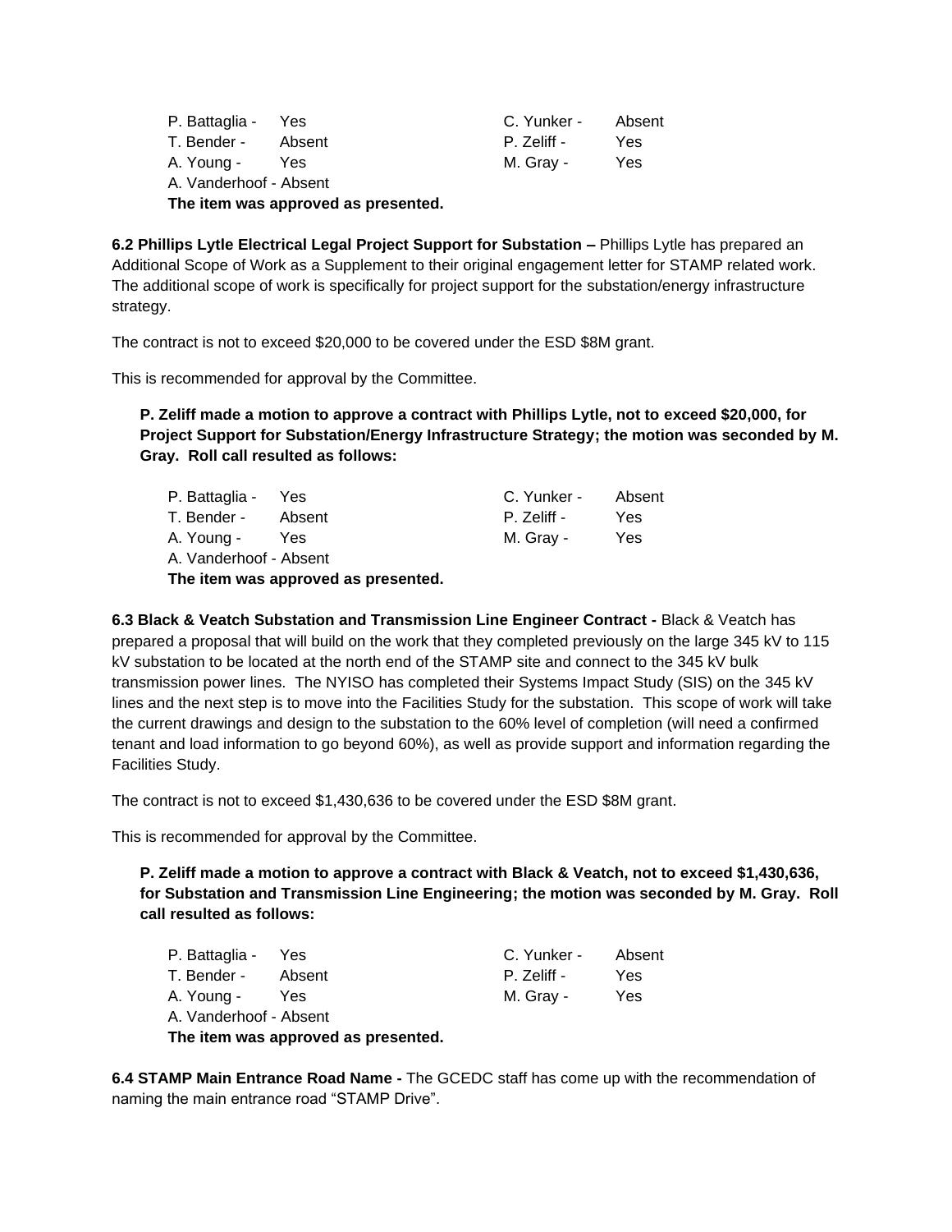P. Battaglia - Yes
T. Bender - Absent
A. Young - Yes
A. Vanderhoof - Absent
C. Yunker - Absent
P. Zeliff - Yes
M. Gray - Yes

**The item was approved as presented.**

**6.2 Phillips Lytle Electrical Legal Project Support for Substation –** Phillips Lytle has prepared an Additional Scope of Work as a Supplement to their original engagement letter for STAMP related work. The additional scope of work is specifically for project support for the substation/energy infrastructure strategy.

The contract is not to exceed $20,000 to be covered under the ESD $8M grant.

This is recommended for approval by the Committee.

**P. Zeliff made a motion to approve a contract with Phillips Lytle, not to exceed $20,000, for Project Support for Substation/Energy Infrastructure Strategy; the motion was seconded by M. Gray. Roll call resulted as follows:**

P. Battaglia - Yes
T. Bender - Absent
A. Young - Yes
A. Vanderhoof - Absent
C. Yunker - Absent
P. Zeliff - Yes
M. Gray - Yes

**The item was approved as presented.**

**6.3 Black & Veatch Substation and Transmission Line Engineer Contract -** Black & Veatch has prepared a proposal that will build on the work that they completed previously on the large 345 kV to 115 kV substation to be located at the north end of the STAMP site and connect to the 345 kV bulk transmission power lines. The NYISO has completed their Systems Impact Study (SIS) on the 345 kV lines and the next step is to move into the Facilities Study for the substation. This scope of work will take the current drawings and design to the substation to the 60% level of completion (will need a confirmed tenant and load information to go beyond 60%), as well as provide support and information regarding the Facilities Study.

The contract is not to exceed $1,430,636 to be covered under the ESD $8M grant.

This is recommended for approval by the Committee.

**P. Zeliff made a motion to approve a contract with Black & Veatch, not to exceed $1,430,636, for Substation and Transmission Line Engineering; the motion was seconded by M. Gray. Roll call resulted as follows:**

P. Battaglia - Yes
T. Bender - Absent
A. Young - Yes
A. Vanderhoof - Absent
C. Yunker - Absent
P. Zeliff - Yes
M. Gray - Yes

**The item was approved as presented.**

**6.4 STAMP Main Entrance Road Name -** The GCEDC staff has come up with the recommendation of naming the main entrance road "STAMP Drive".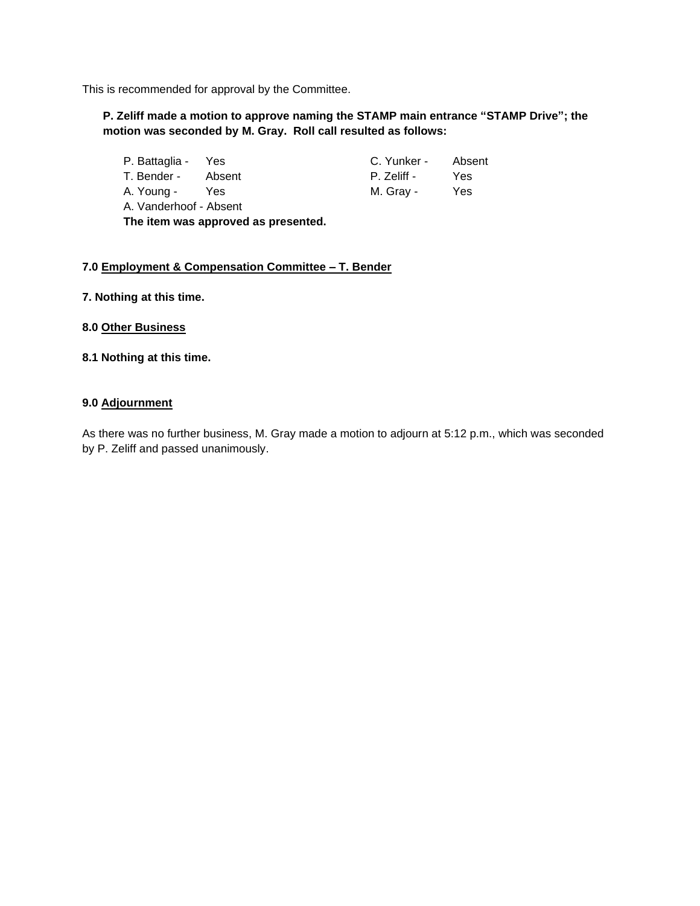This is recommended for approval by the Committee.

**P. Zeliff made a motion to approve naming the STAMP main entrance "STAMP Drive"; the motion was seconded by M. Gray. Roll call resulted as follows:**

| | | | |
|---|---|---|---|
| P. Battaglia - | Yes | C. Yunker - | Absent |
| T. Bender - | Absent | P. Zeliff - | Yes |
| A. Young - | Yes | M. Gray - | Yes |
| A. Vanderhoof - | Absent | | |

**The item was approved as presented.**

**7.0 <u>Employment & Compensation Committee – T. Bender</u>**

**7. Nothing at this time.**

**8.0 <u>Other Business</u>**

**8.1 Nothing at this time.**

**9.0 <u>Adjournment</u>**

As there was no further business, M. Gray made a motion to adjourn at 5:12 p.m., which was seconded by P. Zeliff and passed unanimously.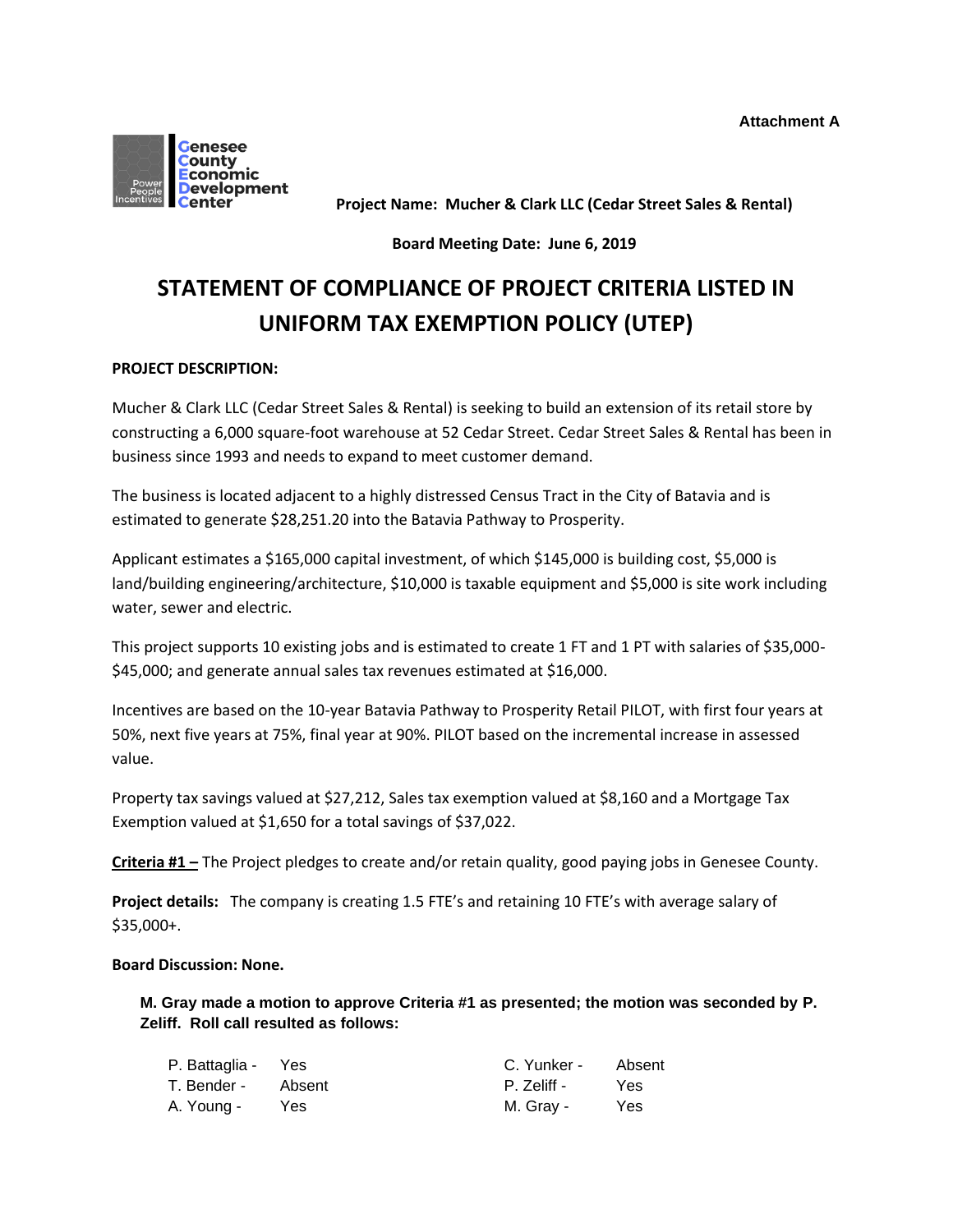**Attachment A**

Genesee County Economic Development Center

**Project Name: Mucher & Clark LLC (Cedar Street Sales & Rental)**

**Board Meeting Date: June 6, 2019**

# STATEMENT OF COMPLIANCE OF PROJECT CRITERIA LISTED IN UNIFORM TAX EXEMPTION POLICY (UTEP)

**PROJECT DESCRIPTION:**

Mucher & Clark LLC (Cedar Street Sales & Rental) is seeking to build an extension of its retail store by constructing a 6,000 square-foot warehouse at 52 Cedar Street. Cedar Street Sales & Rental has been in business since 1993 and needs to expand to meet customer demand.

The business is located adjacent to a highly distressed Census Tract in the City of Batavia and is estimated to generate $28,251.20 into the Batavia Pathway to Prosperity.

Applicant estimates a $165,000 capital investment, of which $145,000 is building cost, $5,000 is land/building engineering/architecture, $10,000 is taxable equipment and $5,000 is site work including water, sewer and electric.

This project supports 10 existing jobs and is estimated to create 1 FT and 1 PT with salaries of $35,000-$45,000; and generate annual sales tax revenues estimated at $16,000.

Incentives are based on the 10-year Batavia Pathway to Prosperity Retail PILOT, with first four years at 50%, next five years at 75%, final year at 90%. PILOT based on the incremental increase in assessed value.

Property tax savings valued at $27,212, Sales tax exemption valued at $8,160 and a Mortgage Tax Exemption valued at $1,650 for a total savings of $37,022.

**Criteria #1 –** The Project pledges to create and/or retain quality, good paying jobs in Genesee County.

**Project details:** The company is creating 1.5 FTE's and retaining 10 FTE's with average salary of $35,000+.

**Board Discussion: None.**

**M. Gray made a motion to approve Criteria #1 as presented; the motion was seconded by P. Zeliff. Roll call resulted as follows:**

| | | | |
|---|---|---|---|
| P. Battaglia - | Yes | C. Yunker - | Absent |
| T. Bender - | Absent | P. Zeliff - | Yes |
| A. Young - | Yes | M. Gray - | Yes |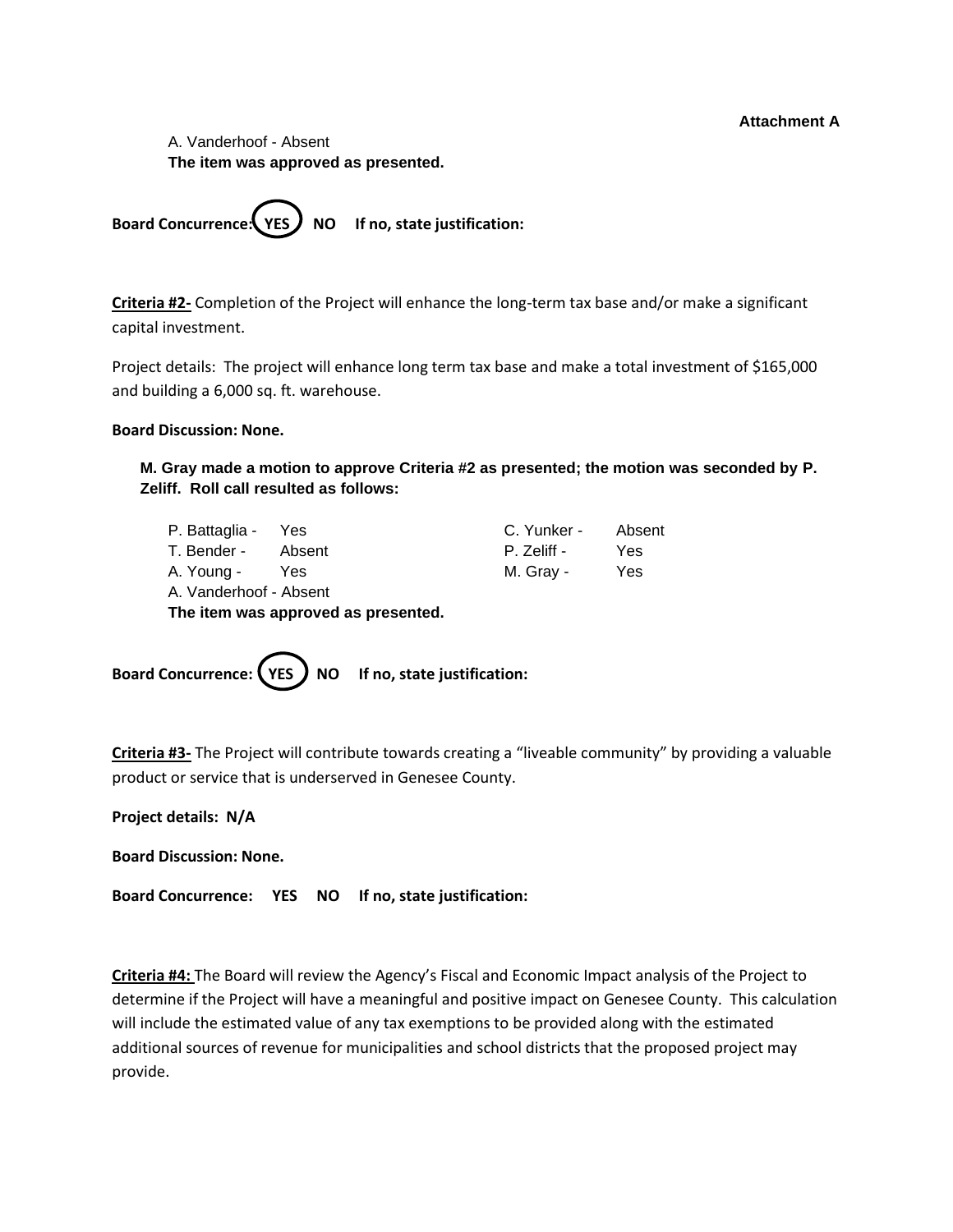**Attachment A**

A. Vanderhoof - Absent
**The item was approved as presented.**

**Board Concurrence: (YES) NO If no, state justification:**

**Criteria #2-** Completion of the Project will enhance the long-term tax base and/or make a significant capital investment.

Project details: The project will enhance long term tax base and make a total investment of $165,000 and building a 6,000 sq. ft. warehouse.

**Board Discussion: None.**

**M. Gray made a motion to approve Criteria #2 as presented; the motion was seconded by P. Zeliff. Roll call resulted as follows:**

| | | | |
|---|---|---|---|
| P. Battaglia - | Yes | C. Yunker - | Absent |
| T. Bender - | Absent | P. Zeliff - | Yes |
| A. Young - | Yes | M. Gray - | Yes |
| A. Vanderhoof - | Absent | | |

**The item was approved as presented.**

**Board Concurrence: (YES) NO If no, state justification:**

**Criteria #3-** The Project will contribute towards creating a "liveable community" by providing a valuable product or service that is underserved in Genesee County.

**Project details: N/A**

**Board Discussion: None.**

**Board Concurrence: YES NO If no, state justification:**

**Criteria #4:** The Board will review the Agency's Fiscal and Economic Impact analysis of the Project to determine if the Project will have a meaningful and positive impact on Genesee County. This calculation will include the estimated value of any tax exemptions to be provided along with the estimated additional sources of revenue for municipalities and school districts that the proposed project may provide.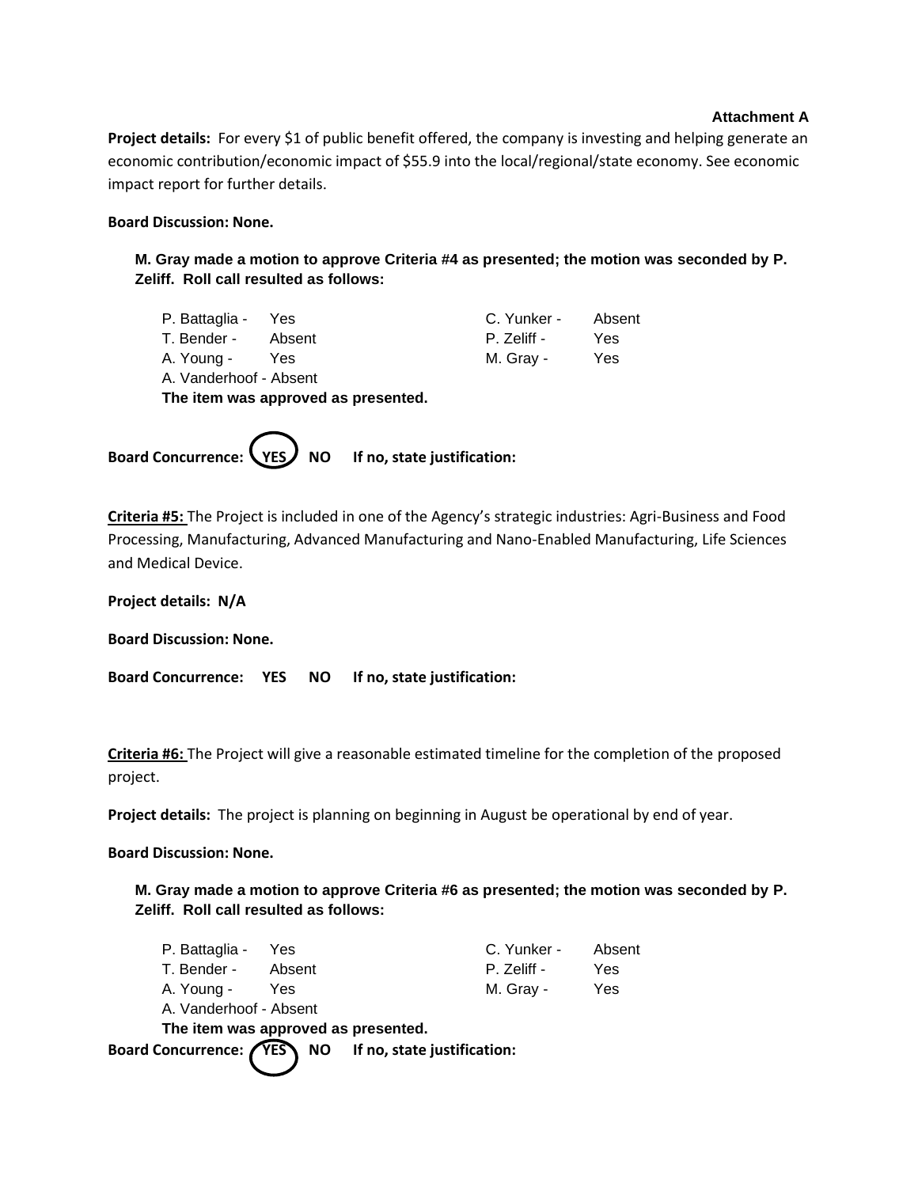**Attachment A**

**Project details:** For every $1 of public benefit offered, the company is investing and helping generate an economic contribution/economic impact of $55.9 into the local/regional/state economy. See economic impact report for further details.

**Board Discussion: None.**

**M. Gray made a motion to approve Criteria #4 as presented; the motion was seconded by P. Zeliff. Roll call resulted as follows:**

| | | | |
|---|---|---|---|
| P. Battaglia - | Yes | C. Yunker - | Absent |
| T. Bender - | Absent | P. Zeliff - | Yes |
| A. Young - | Yes | M. Gray - | Yes |
| A. Vanderhoof - Absent | | | |

**The item was approved as presented.**

**Board Concurrence: YES (circled) NO If no, state justification:**

**Criteria #5:** The Project is included in one of the Agency's strategic industries: Agri-Business and Food Processing, Manufacturing, Advanced Manufacturing and Nano-Enabled Manufacturing, Life Sciences and Medical Device.

**Project details: N/A**

**Board Discussion: None.**

**Board Concurrence: YES NO If no, state justification:**

**Criteria #6:** The Project will give a reasonable estimated timeline for the completion of the proposed project.

**Project details:** The project is planning on beginning in August be operational by end of year.

**Board Discussion: None.**

**M. Gray made a motion to approve Criteria #6 as presented; the motion was seconded by P. Zeliff. Roll call resulted as follows:**

| | | | |
|---|---|---|---|
| P. Battaglia - | Yes | C. Yunker - | Absent |
| T. Bender - | Absent | P. Zeliff - | Yes |
| A. Young - | Yes | M. Gray - | Yes |
| A. Vanderhoof - Absent | | | |

**The item was approved as presented.**

**Board Concurrence: YES (circled) NO If no, state justification:**